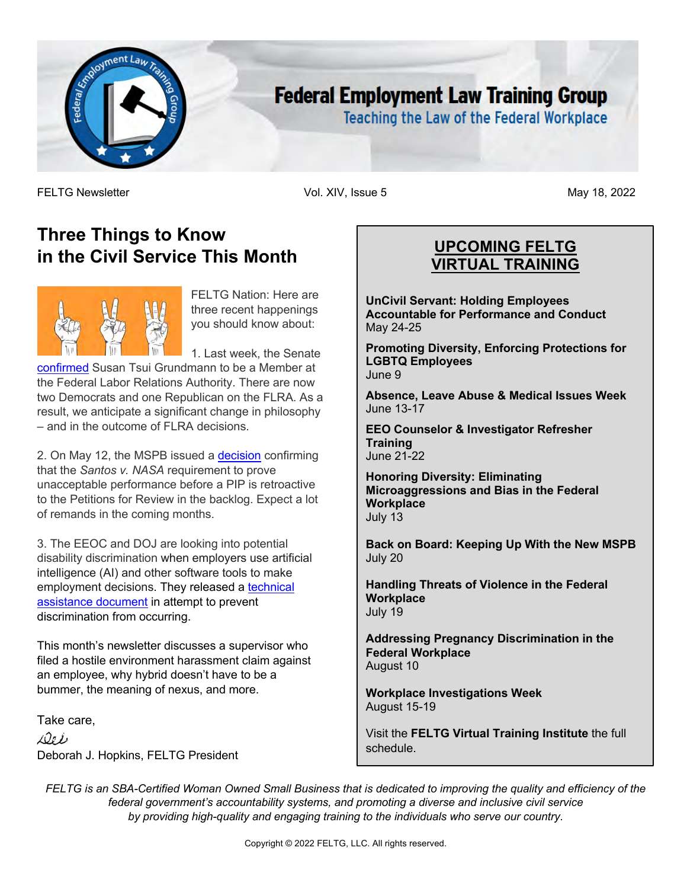# Federal Employment Law Training Group

Teaching the Law of the Federal Workplace

FELTG Newsletter | Vol. XIV, Issue 5 | May 18, 2022

## Three Things to Know in the Civil Service This Month

FELTG Nation: Here are three recent happenings you should know about:

1. Last week, the Senate confirmed Susan Tsui Grundmann to be a Member at the Federal Labor Relations Authority. There are now two Democrats and one Republican on the FLRA. As a result, we anticipate a significant change in philosophy – and in the outcome of FLRA decisions.

2. On May 12, the MSPB issued a decision confirming that the *Santos v. NASA* requirement to prove unacceptable performance before a PIP is retroactive to the Petitions for Review in the backlog. Expect a lot of remands in the coming months.

3. The EEOC and DOJ are looking into potential disability discrimination when employers use artificial intelligence (AI) and other software tools to make employment decisions. They released a technical assistance document in attempt to prevent discrimination from occurring.

This month's newsletter discusses a supervisor who filed a hostile environment harassment claim against an employee, why hybrid doesn't have to be a bummer, the meaning of nexus, and more.

Take care,

Deb

Deborah J. Hopkins, FELTG President

## UPCOMING FELTG VIRTUAL TRAINING

**UnCivil Servant: Holding Employees Accountable for Performance and Conduct**
May 24-25

**Promoting Diversity, Enforcing Protections for LGBTQ Employees**
June 9

**Absence, Leave Abuse & Medical Issues Week**
June 13-17

**EEO Counselor & Investigator Refresher Training**
June 21-22

**Honoring Diversity: Eliminating Microaggressions and Bias in the Federal Workplace**
July 13

**Back on Board: Keeping Up With the New MSPB**
July 20

**Handling Threats of Violence in the Federal Workplace**
July 19

**Addressing Pregnancy Discrimination in the Federal Workplace**
August 10

**Workplace Investigations Week**
August 15-19

Visit the **FELTG Virtual Training Institute** the full schedule.

*FELTG is an SBA-Certified Woman Owned Small Business that is dedicated to improving the quality and efficiency of the federal government's accountability systems, and promoting a diverse and inclusive civil service by providing high-quality and engaging training to the individuals who serve our country.*

Copyright © 2022 FELTG, LLC. All rights reserved.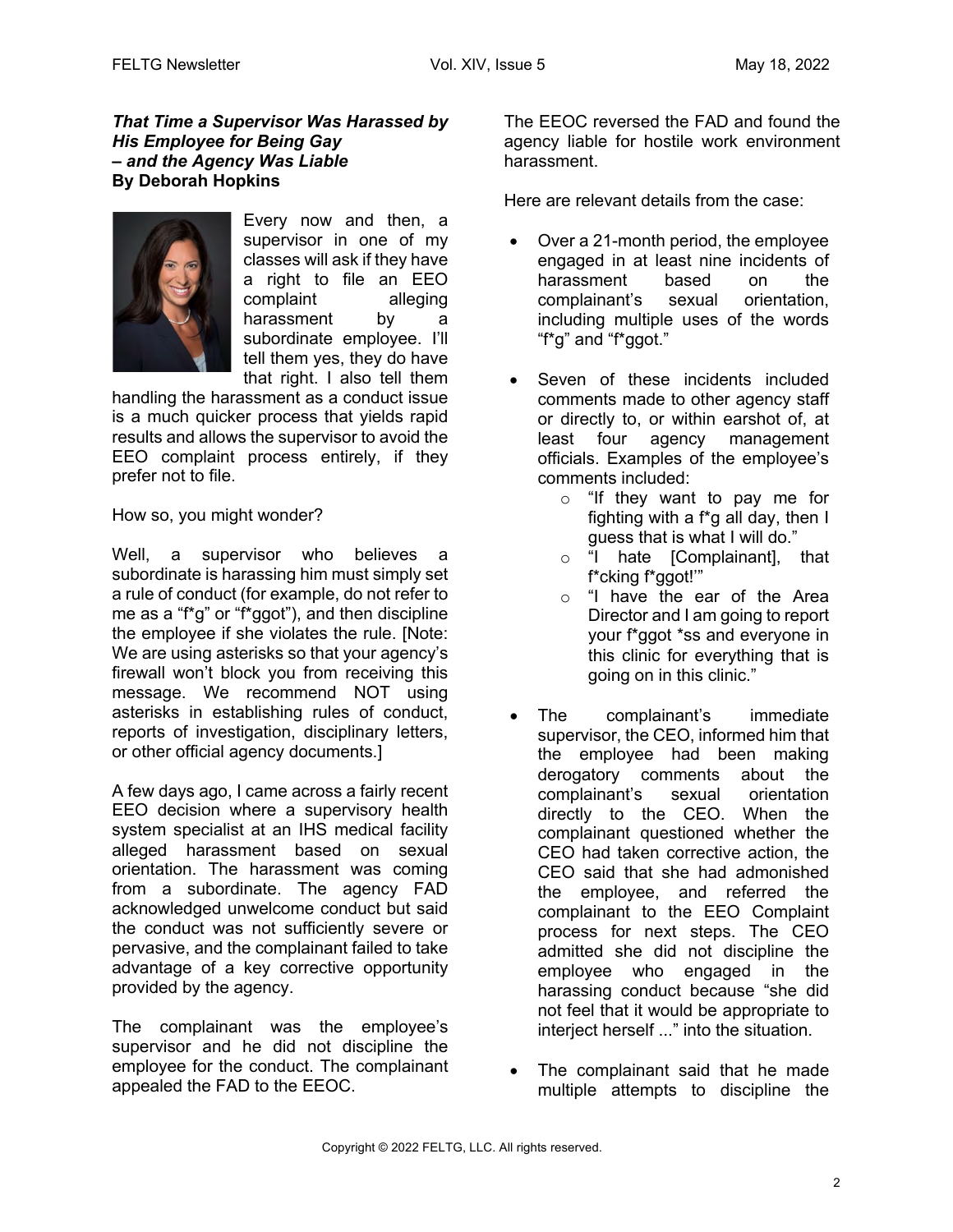***That Time a Supervisor Was Harassed by His Employee for Being Gay – and the Agency Was Liable***
**By Deborah Hopkins**

Every now and then, a supervisor in one of my classes will ask if they have a right to file an EEO complaint alleging harassment by a subordinate employee. I'll tell them yes, they do have that right. I also tell them handling the harassment as a conduct issue is a much quicker process that yields rapid results and allows the supervisor to avoid the EEO complaint process entirely, if they prefer not to file.

How so, you might wonder?

Well, a supervisor who believes a subordinate is harassing him must simply set a rule of conduct (for example, do not refer to me as a "f*g" or "f*ggot"), and then discipline the employee if she violates the rule. [Note: We are using asterisks so that your agency's firewall won't block you from receiving this message. We recommend NOT using asterisks in establishing rules of conduct, reports of investigation, disciplinary letters, or other official agency documents.]

A few days ago, I came across a fairly recent EEO decision where a supervisory health system specialist at an IHS medical facility alleged harassment based on sexual orientation. The harassment was coming from a subordinate. The agency FAD acknowledged unwelcome conduct but said the conduct was not sufficiently severe or pervasive, and the complainant failed to take advantage of a key corrective opportunity provided by the agency.

The complainant was the employee's supervisor and he did not discipline the employee for the conduct. The complainant appealed the FAD to the EEOC.

The EEOC reversed the FAD and found the agency liable for hostile work environment harassment.

Here are relevant details from the case:

- Over a 21-month period, the employee engaged in at least nine incidents of harassment based on the complainant's sexual orientation, including multiple uses of the words "f*g" and "f*ggot."
- Seven of these incidents included comments made to other agency staff or directly to, or within earshot of, at least four agency management officials. Examples of the employee's comments included:
  - "If they want to pay me for fighting with a f*g all day, then I guess that is what I will do."
  - "I hate [Complainant], that f*cking f*ggot!'"
  - "I have the ear of the Area Director and I am going to report your f*ggot *ss and everyone in this clinic for everything that is going on in this clinic."
- The complainant's immediate supervisor, the CEO, informed him that the employee had been making derogatory comments about the complainant's sexual orientation directly to the CEO. When the complainant questioned whether the CEO had taken corrective action, the CEO said that she had admonished the employee, and referred the complainant to the EEO Complaint process for next steps. The CEO admitted she did not discipline the employee who engaged in the harassing conduct because "she did not feel that it would be appropriate to interject herself ..." into the situation.
- The complainant said that he made multiple attempts to discipline the

Copyright © 2022 FELTG, LLC. All rights reserved.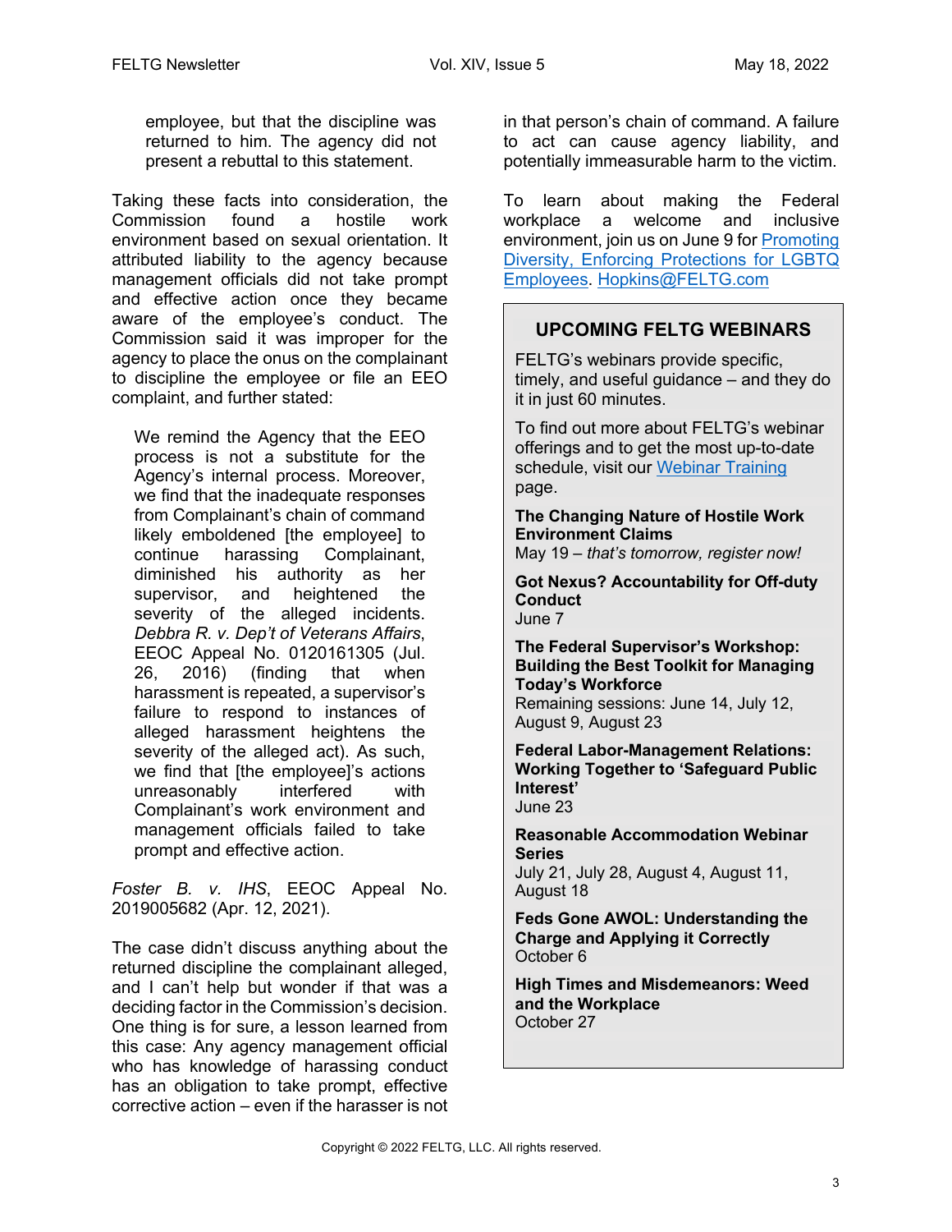employee, but that the discipline was returned to him. The agency did not present a rebuttal to this statement.

Taking these facts into consideration, the Commission found a hostile work environment based on sexual orientation. It attributed liability to the agency because management officials did not take prompt and effective action once they became aware of the employee's conduct. The Commission said it was improper for the agency to place the onus on the complainant to discipline the employee or file an EEO complaint, and further stated:

> We remind the Agency that the EEO process is not a substitute for the Agency's internal process. Moreover, we find that the inadequate responses from Complainant's chain of command likely emboldened [the employee] to continue harassing Complainant, diminished his authority as her supervisor, and heightened the severity of the alleged incidents. *Debbra R. v. Dep't of Veterans Affairs*, EEOC Appeal No. 0120161305 (Jul. 26, 2016) (finding that when harassment is repeated, a supervisor's failure to respond to instances of alleged harassment heightens the severity of the alleged act). As such, we find that [the employee]'s actions unreasonably interfered with Complainant's work environment and management officials failed to take prompt and effective action.

*Foster B. v. IHS*, EEOC Appeal No. 2019005682 (Apr. 12, 2021).

The case didn't discuss anything about the returned discipline the complainant alleged, and I can't help but wonder if that was a deciding factor in the Commission's decision. One thing is for sure, a lesson learned from this case: Any agency management official who has knowledge of harassing conduct has an obligation to take prompt, effective corrective action – even if the harasser is not in that person's chain of command. A failure to act can cause agency liability, and potentially immeasurable harm to the victim.

To learn about making the Federal workplace a welcome and inclusive environment, join us on June 9 for Promoting Diversity, Enforcing Protections for LGBTQ Employees. Hopkins@FELTG.com

## UPCOMING FELTG WEBINARS

FELTG's webinars provide specific, timely, and useful guidance – and they do it in just 60 minutes.

To find out more about FELTG's webinar offerings and to get the most up-to-date schedule, visit our Webinar Training page.

**The Changing Nature of Hostile Work Environment Claims**
May 19 – *that's tomorrow, register now!*

**Got Nexus? Accountability for Off-duty Conduct**
June 7

**The Federal Supervisor's Workshop: Building the Best Toolkit for Managing Today's Workforce**
Remaining sessions: June 14, July 12, August 9, August 23

**Federal Labor-Management Relations: Working Together to 'Safeguard Public Interest'**
June 23

**Reasonable Accommodation Webinar Series**
July 21, July 28, August 4, August 11, August 18

**Feds Gone AWOL: Understanding the Charge and Applying it Correctly**
October 6

**High Times and Misdemeanors: Weed and the Workplace**
October 27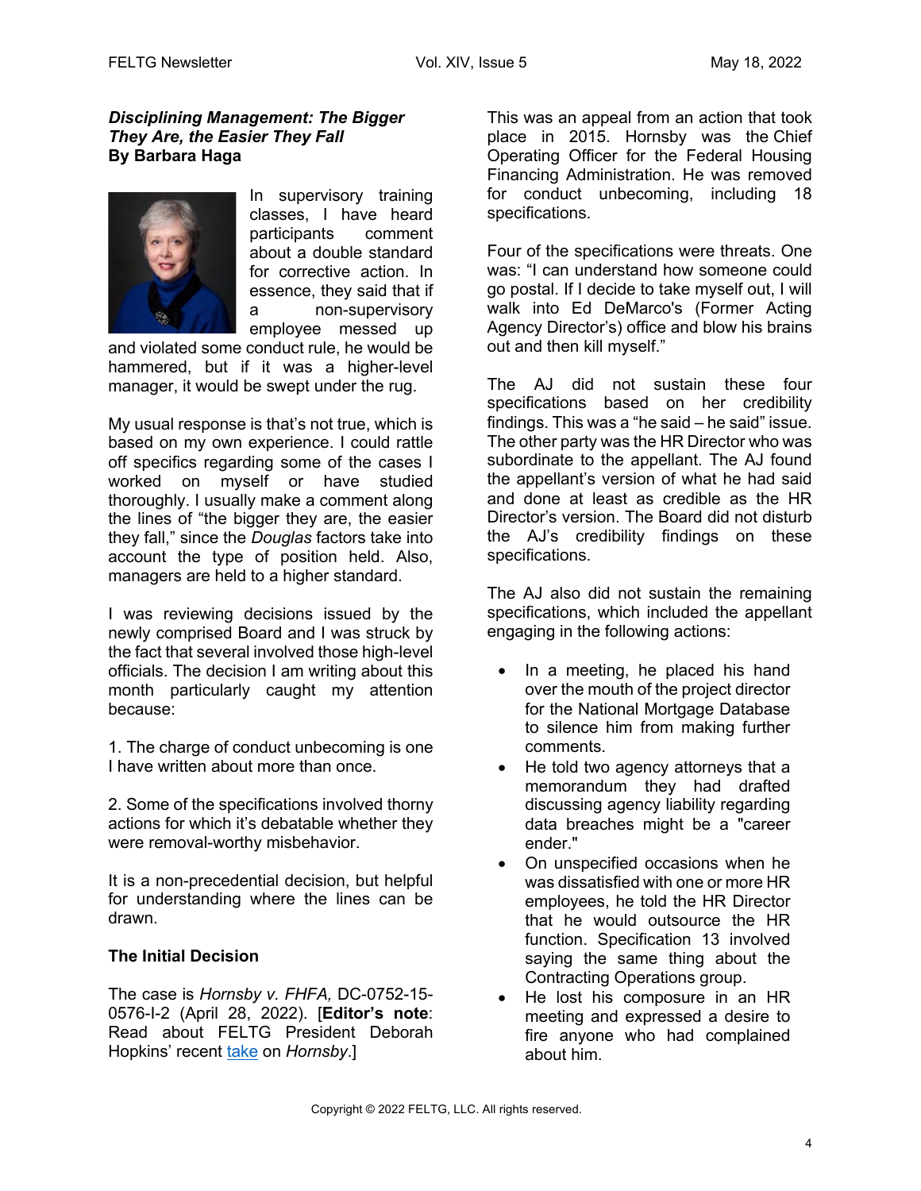### ***Disciplining Management: The Bigger They Are, the Easier They Fall***
**By Barbara Haga**

In supervisory training classes, I have heard participants comment about a double standard for corrective action. In essence, they said that if a non-supervisory employee messed up and violated some conduct rule, he would be hammered, but if it was a higher-level manager, it would be swept under the rug.

My usual response is that's not true, which is based on my own experience. I could rattle off specifics regarding some of the cases I worked on myself or have studied thoroughly. I usually make a comment along the lines of "the bigger they are, the easier they fall," since the *Douglas* factors take into account the type of position held. Also, managers are held to a higher standard.

I was reviewing decisions issued by the newly comprised Board and I was struck by the fact that several involved those high-level officials. The decision I am writing about this month particularly caught my attention because:

1. The charge of conduct unbecoming is one I have written about more than once.

2. Some of the specifications involved thorny actions for which it's debatable whether they were removal-worthy misbehavior.

It is a non-precedential decision, but helpful for understanding where the lines can be drawn.

**The Initial Decision**

The case is *Hornsby v. FHFA,* DC-0752-15-0576-I-2 (April 28, 2022). [**Editor's note**: Read about FELTG President Deborah Hopkins' recent take on *Hornsby*.]

This was an appeal from an action that took place in 2015. Hornsby was the Chief Operating Officer for the Federal Housing Financing Administration. He was removed for conduct unbecoming, including 18 specifications.

Four of the specifications were threats. One was: "I can understand how someone could go postal. If I decide to take myself out, I will walk into Ed DeMarco's (Former Acting Agency Director's) office and blow his brains out and then kill myself."

The AJ did not sustain these four specifications based on her credibility findings. This was a "he said – he said" issue. The other party was the HR Director who was subordinate to the appellant. The AJ found the appellant's version of what he had said and done at least as credible as the HR Director's version. The Board did not disturb the AJ's credibility findings on these specifications.

The AJ also did not sustain the remaining specifications, which included the appellant engaging in the following actions:

- In a meeting, he placed his hand over the mouth of the project director for the National Mortgage Database to silence him from making further comments.
- He told two agency attorneys that a memorandum they had drafted discussing agency liability regarding data breaches might be a "career ender."
- On unspecified occasions when he was dissatisfied with one or more HR employees, he told the HR Director that he would outsource the HR function. Specification 13 involved saying the same thing about the Contracting Operations group.
- He lost his composure in an HR meeting and expressed a desire to fire anyone who had complained about him.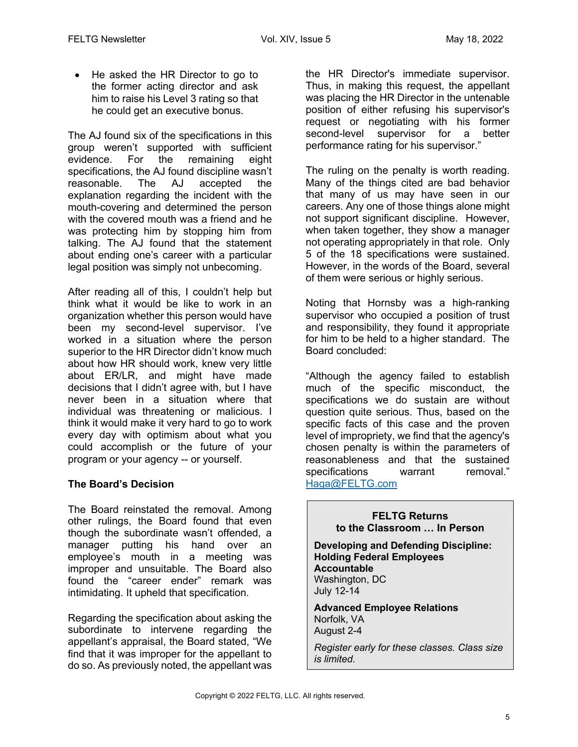- He asked the HR Director to go to the former acting director and ask him to raise his Level 3 rating so that he could get an executive bonus.

The AJ found six of the specifications in this group weren't supported with sufficient evidence. For the remaining eight specifications, the AJ found discipline wasn't reasonable. The AJ accepted the explanation regarding the incident with the mouth-covering and determined the person with the covered mouth was a friend and he was protecting him by stopping him from talking. The AJ found that the statement about ending one's career with a particular legal position was simply not unbecoming.

After reading all of this, I couldn't help but think what it would be like to work in an organization whether this person would have been my second-level supervisor. I've worked in a situation where the person superior to the HR Director didn't know much about how HR should work, knew very little about ER/LR, and might have made decisions that I didn't agree with, but I have never been in a situation where that individual was threatening or malicious. I think it would make it very hard to go to work every day with optimism about what you could accomplish or the future of your program or your agency -- or yourself.

**The Board's Decision**

The Board reinstated the removal. Among other rulings, the Board found that even though the subordinate wasn't offended, a manager putting his hand over an employee's mouth in a meeting was improper and unsuitable. The Board also found the "career ender" remark was intimidating. It upheld that specification.

Regarding the specification about asking the subordinate to intervene regarding the appellant's appraisal, the Board stated, "We find that it was improper for the appellant to do so. As previously noted, the appellant was the HR Director's immediate supervisor. Thus, in making this request, the appellant was placing the HR Director in the untenable position of either refusing his supervisor's request or negotiating with his former second-level supervisor for a better performance rating for his supervisor."

The ruling on the penalty is worth reading. Many of the things cited are bad behavior that many of us may have seen in our careers. Any one of those things alone might not support significant discipline. However, when taken together, they show a manager not operating appropriately in that role. Only 5 of the 18 specifications were sustained. However, in the words of the Board, several of them were serious or highly serious.

Noting that Hornsby was a high-ranking supervisor who occupied a position of trust and responsibility, they found it appropriate for him to be held to a higher standard. The Board concluded:

"Although the agency failed to establish much of the specific misconduct, the specifications we do sustain are without question quite serious. Thus, based on the specific facts of this case and the proven level of impropriety, we find that the agency's chosen penalty is within the parameters of reasonableness and that the sustained specifications warrant removal." Haga@FELTG.com

**FELTG Returns to the Classroom … In Person**

**Developing and Defending Discipline: Holding Federal Employees Accountable**
Washington, DC
July 12-14

**Advanced Employee Relations**
Norfolk, VA
August 2-4

*Register early for these classes. Class size is limited.*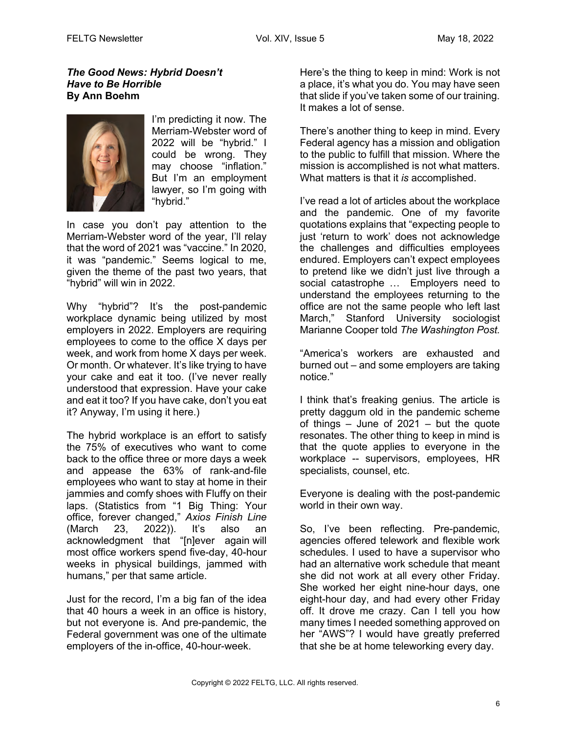***The Good News: Hybrid Doesn't Have to Be Horrible***
**By Ann Boehm**

I'm predicting it now. The Merriam-Webster word of 2022 will be "hybrid." I could be wrong. They may choose "inflation." But I'm an employment lawyer, so I'm going with "hybrid."

In case you don't pay attention to the Merriam-Webster word of the year, I'll relay that the word of 2021 was "vaccine." In 2020, it was "pandemic." Seems logical to me, given the theme of the past two years, that "hybrid" will win in 2022.

Why "hybrid"? It's the post-pandemic workplace dynamic being utilized by most employers in 2022. Employers are requiring employees to come to the office X days per week, and work from home X days per week. Or month. Or whatever. It's like trying to have your cake and eat it too. (I've never really understood that expression. Have your cake and eat it too? If you have cake, don't you eat it? Anyway, I'm using it here.)

The hybrid workplace is an effort to satisfy the 75% of executives who want to come back to the office three or more days a week and appease the 63% of rank-and-file employees who want to stay at home in their jammies and comfy shoes with Fluffy on their laps. (Statistics from "1 Big Thing: Your office, forever changed," *Axios Finish Line* (March 23, 2022)). It's also an acknowledgment that "[n]ever again will most office workers spend five-day, 40-hour weeks in physical buildings, jammed with humans," per that same article.

Just for the record, I'm a big fan of the idea that 40 hours a week in an office is history, but not everyone is. And pre-pandemic, the Federal government was one of the ultimate employers of the in-office, 40-hour-week.

Here's the thing to keep in mind: Work is not a place, it's what you do. You may have seen that slide if you've taken some of our training. It makes a lot of sense.

There's another thing to keep in mind. Every Federal agency has a mission and obligation to the public to fulfill that mission. Where the mission is accomplished is not what matters. What matters is that it *is* accomplished.

I've read a lot of articles about the workplace and the pandemic. One of my favorite quotations explains that "expecting people to just 'return to work' does not acknowledge the challenges and difficulties employees endured. Employers can't expect employees to pretend like we didn't just live through a social catastrophe … Employers need to understand the employees returning to the office are not the same people who left last March," Stanford University sociologist Marianne Cooper told *The Washington Post.*

"America's workers are exhausted and burned out – and some employers are taking notice."

I think that's freaking genius. The article is pretty daggum old in the pandemic scheme of things – June of 2021 – but the quote resonates. The other thing to keep in mind is that the quote applies to everyone in the workplace -- supervisors, employees, HR specialists, counsel, etc.

Everyone is dealing with the post-pandemic world in their own way.

So, I've been reflecting. Pre-pandemic, agencies offered telework and flexible work schedules. I used to have a supervisor who had an alternative work schedule that meant she did not work at all every other Friday. She worked her eight nine-hour days, one eight-hour day, and had every other Friday off. It drove me crazy. Can I tell you how many times I needed something approved on her "AWS"? I would have greatly preferred that she be at home teleworking every day.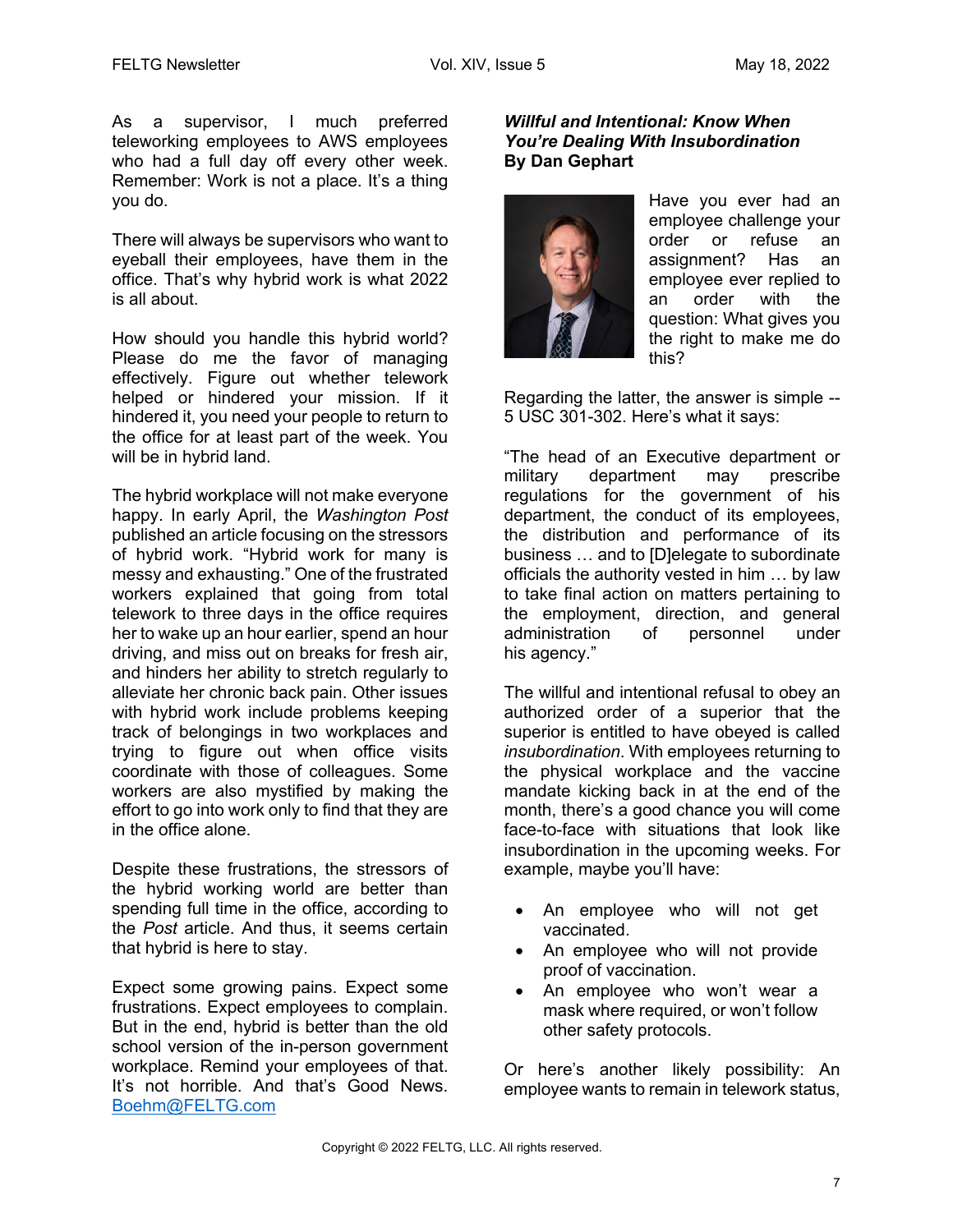As a supervisor, I much preferred teleworking employees to AWS employees who had a full day off every other week. Remember: Work is not a place. It's a thing you do.

There will always be supervisors who want to eyeball their employees, have them in the office. That's why hybrid work is what 2022 is all about.

How should you handle this hybrid world? Please do me the favor of managing effectively. Figure out whether telework helped or hindered your mission. If it hindered it, you need your people to return to the office for at least part of the week. You will be in hybrid land.

The hybrid workplace will not make everyone happy. In early April, the *Washington Post* published an article focusing on the stressors of hybrid work. "Hybrid work for many is messy and exhausting." One of the frustrated workers explained that going from total telework to three days in the office requires her to wake up an hour earlier, spend an hour driving, and miss out on breaks for fresh air, and hinders her ability to stretch regularly to alleviate her chronic back pain. Other issues with hybrid work include problems keeping track of belongings in two workplaces and trying to figure out when office visits coordinate with those of colleagues. Some workers are also mystified by making the effort to go into work only to find that they are in the office alone.

Despite these frustrations, the stressors of the hybrid working world are better than spending full time in the office, according to the *Post* article. And thus, it seems certain that hybrid is here to stay.

Expect some growing pains. Expect some frustrations. Expect employees to complain. But in the end, hybrid is better than the old school version of the in-person government workplace. Remind your employees of that. It's not horrible. And that's Good News. [Boehm@FELTG.com](mailto:Boehm@FELTG.com)

### ***Willful and Intentional: Know When You're Dealing With Insubordination***
**By Dan Gephart**

Have you ever had an employee challenge your order or refuse an assignment? Has an employee ever replied to an order with the question: What gives you the right to make me do this?

Regarding the latter, the answer is simple -- 5 USC 301-302. Here's what it says:

"The head of an Executive department or military department may prescribe regulations for the government of his department, the conduct of its employees, the distribution and performance of its business … and to [D]elegate to subordinate officials the authority vested in him … by law to take final action on matters pertaining to the employment, direction, and general administration of personnel under his agency."

The willful and intentional refusal to obey an authorized order of a superior that the superior is entitled to have obeyed is called *insubordination*. With employees returning to the physical workplace and the vaccine mandate kicking back in at the end of the month, there's a good chance you will come face-to-face with situations that look like insubordination in the upcoming weeks. For example, maybe you'll have:

- An employee who will not get vaccinated.
- An employee who will not provide proof of vaccination.
- An employee who won't wear a mask where required, or won't follow other safety protocols.

Or here's another likely possibility: An employee wants to remain in telework status,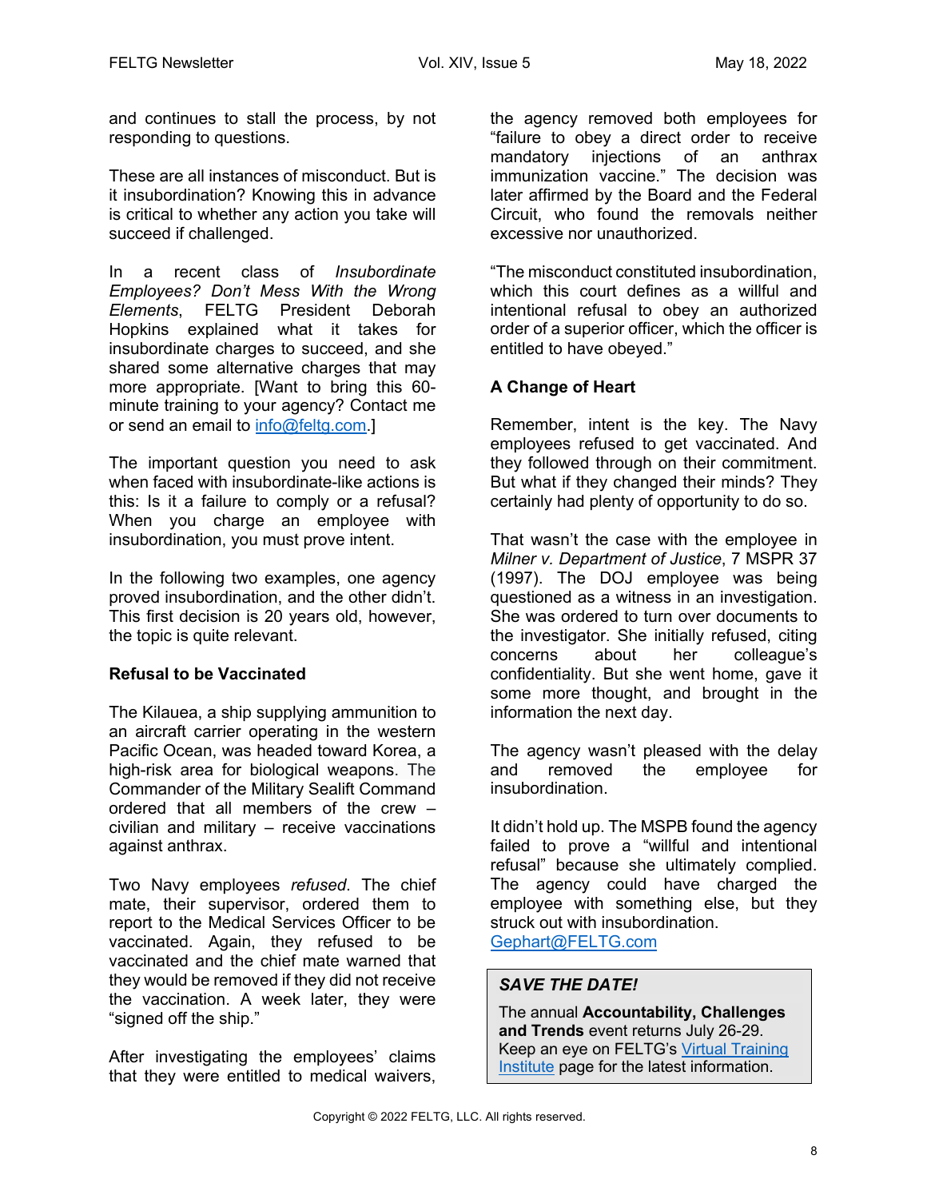and continues to stall the process, by not responding to questions.

These are all instances of misconduct. But is it insubordination? Knowing this in advance is critical to whether any action you take will succeed if challenged.

In a recent class of *Insubordinate Employees? Don't Mess With the Wrong Elements*, FELTG President Deborah Hopkins explained what it takes for insubordinate charges to succeed, and she shared some alternative charges that may more appropriate. [Want to bring this 60-minute training to your agency? Contact me or send an email to info@feltg.com.]

The important question you need to ask when faced with insubordinate-like actions is this: Is it a failure to comply or a refusal? When you charge an employee with insubordination, you must prove intent.

In the following two examples, one agency proved insubordination, and the other didn't. This first decision is 20 years old, however, the topic is quite relevant.

**Refusal to be Vaccinated**

The Kilauea, a ship supplying ammunition to an aircraft carrier operating in the western Pacific Ocean, was headed toward Korea, a high-risk area for biological weapons. The Commander of the Military Sealift Command ordered that all members of the crew – civilian and military – receive vaccinations against anthrax.

Two Navy employees *refused*. The chief mate, their supervisor, ordered them to report to the Medical Services Officer to be vaccinated. Again, they refused to be vaccinated and the chief mate warned that they would be removed if they did not receive the vaccination. A week later, they were "signed off the ship."

After investigating the employees' claims that they were entitled to medical waivers, the agency removed both employees for "failure to obey a direct order to receive mandatory injections of an anthrax immunization vaccine." The decision was later affirmed by the Board and the Federal Circuit, who found the removals neither excessive nor unauthorized.

"The misconduct constituted insubordination, which this court defines as a willful and intentional refusal to obey an authorized order of a superior officer, which the officer is entitled to have obeyed."

**A Change of Heart**

Remember, intent is the key. The Navy employees refused to get vaccinated. And they followed through on their commitment. But what if they changed their minds? They certainly had plenty of opportunity to do so.

That wasn't the case with the employee in *Milner v. Department of Justice*, 7 MSPR 37 (1997). The DOJ employee was being questioned as a witness in an investigation. She was ordered to turn over documents to the investigator. She initially refused, citing concerns about her colleague's confidentiality. But she went home, gave it some more thought, and brought in the information the next day.

The agency wasn't pleased with the delay and removed the employee for insubordination.

It didn't hold up. The MSPB found the agency failed to prove a "willful and intentional refusal" because she ultimately complied. The agency could have charged the employee with something else, but they struck out with insubordination.
Gephart@FELTG.com

***SAVE THE DATE!***

The annual **Accountability, Challenges and Trends** event returns July 26-29. Keep an eye on FELTG's Virtual Training Institute page for the latest information.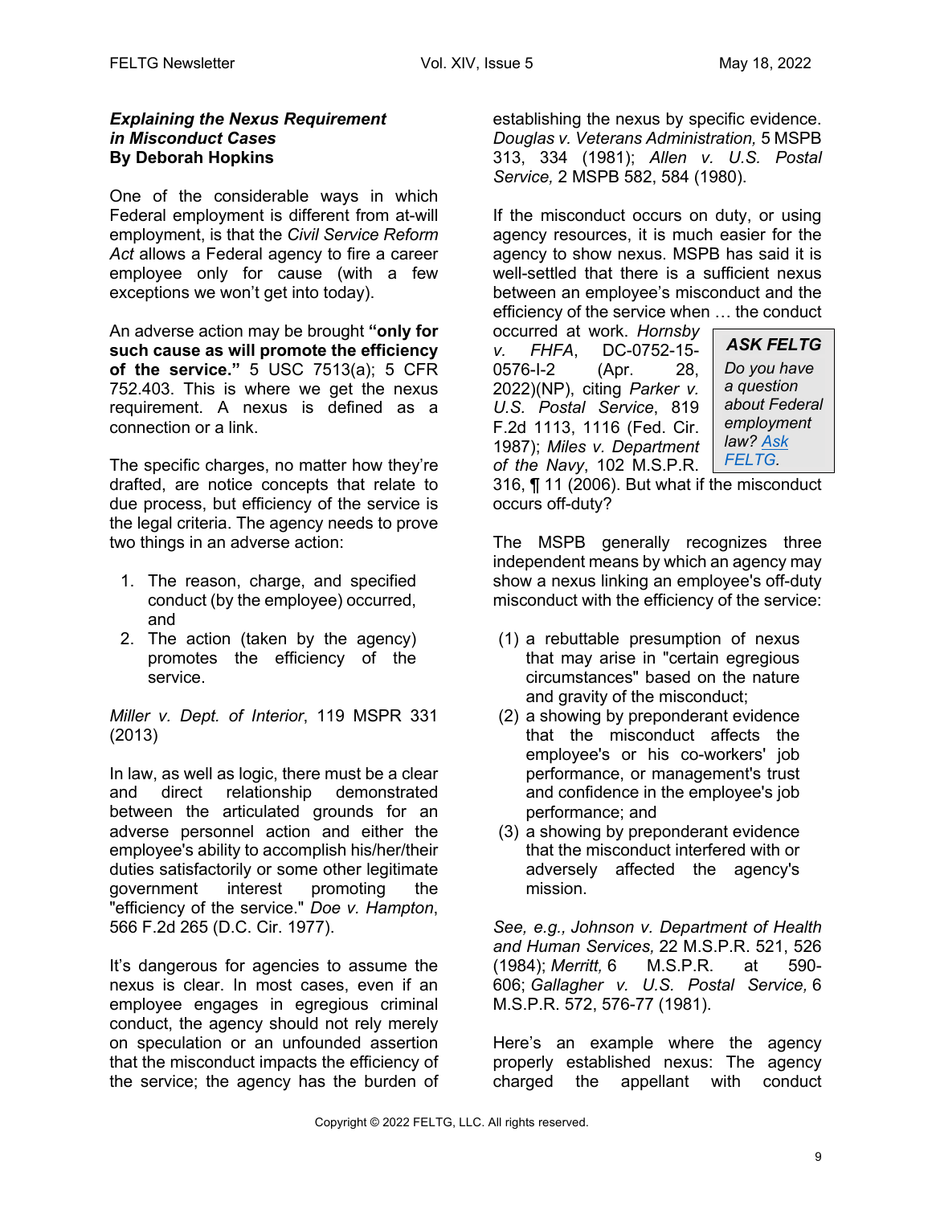***Explaining the Nexus Requirement in Misconduct Cases***
**By Deborah Hopkins**

One of the considerable ways in which Federal employment is different from at-will employment, is that the *Civil Service Reform Act* allows a Federal agency to fire a career employee only for cause (with a few exceptions we won't get into today).

An adverse action may be brought **"only for such cause as will promote the efficiency of the service."** 5 USC 7513(a); 5 CFR 752.403. This is where we get the nexus requirement. A nexus is defined as a connection or a link.

The specific charges, no matter how they're drafted, are notice concepts that relate to due process, but efficiency of the service is the legal criteria. The agency needs to prove two things in an adverse action:

1. The reason, charge, and specified conduct (by the employee) occurred, and
2. The action (taken by the agency) promotes the efficiency of the service.

*Miller v. Dept. of Interior*, 119 MSPR 331 (2013)

In law, as well as logic, there must be a clear and direct relationship demonstrated between the articulated grounds for an adverse personnel action and either the employee's ability to accomplish his/her/their duties satisfactorily or some other legitimate government interest promoting the "efficiency of the service." *Doe v. Hampton*, 566 F.2d 265 (D.C. Cir. 1977).

It's dangerous for agencies to assume the nexus is clear. In most cases, even if an employee engages in egregious criminal conduct, the agency should not rely merely on speculation or an unfounded assertion that the misconduct impacts the efficiency of the service; the agency has the burden of establishing the nexus by specific evidence. *Douglas v. Veterans Administration,* 5 MSPB 313, 334 (1981); *Allen v. U.S. Postal Service,* 2 MSPB 582, 584 (1980).

If the misconduct occurs on duty, or using agency resources, it is much easier for the agency to show nexus. MSPB has said it is well-settled that there is a sufficient nexus between an employee's misconduct and the efficiency of the service when … the conduct occurred at work. *Hornsby v. FHFA*, DC-0752-15-0576-I-2 (Apr. 28, 2022)(NP), citing *Parker v. U.S. Postal Service*, 819 F.2d 1113, 1116 (Fed. Cir. 1987); *Miles v. Department of the Navy*, 102 M.S.P.R. 316, ¶ 11 (2006). But what if the misconduct occurs off-duty?

> ***ASK FELTG***
> *Do you have a question about Federal employment law? Ask FELTG.*

The MSPB generally recognizes three independent means by which an agency may show a nexus linking an employee's off-duty misconduct with the efficiency of the service:

(1) a rebuttable presumption of nexus that may arise in "certain egregious circumstances" based on the nature and gravity of the misconduct;
(2) a showing by preponderant evidence that the misconduct affects the employee's or his co-workers' job performance, or management's trust and confidence in the employee's job performance; and
(3) a showing by preponderant evidence that the misconduct interfered with or adversely affected the agency's mission.

*See, e.g., Johnson v. Department of Health and Human Services,* 22 M.S.P.R. 521, 526 (1984); *Merritt,* 6 M.S.P.R. at 590-606; *Gallagher v. U.S. Postal Service,* 6 M.S.P.R. 572, 576-77 (1981).

Here's an example where the agency properly established nexus: The agency charged the appellant with conduct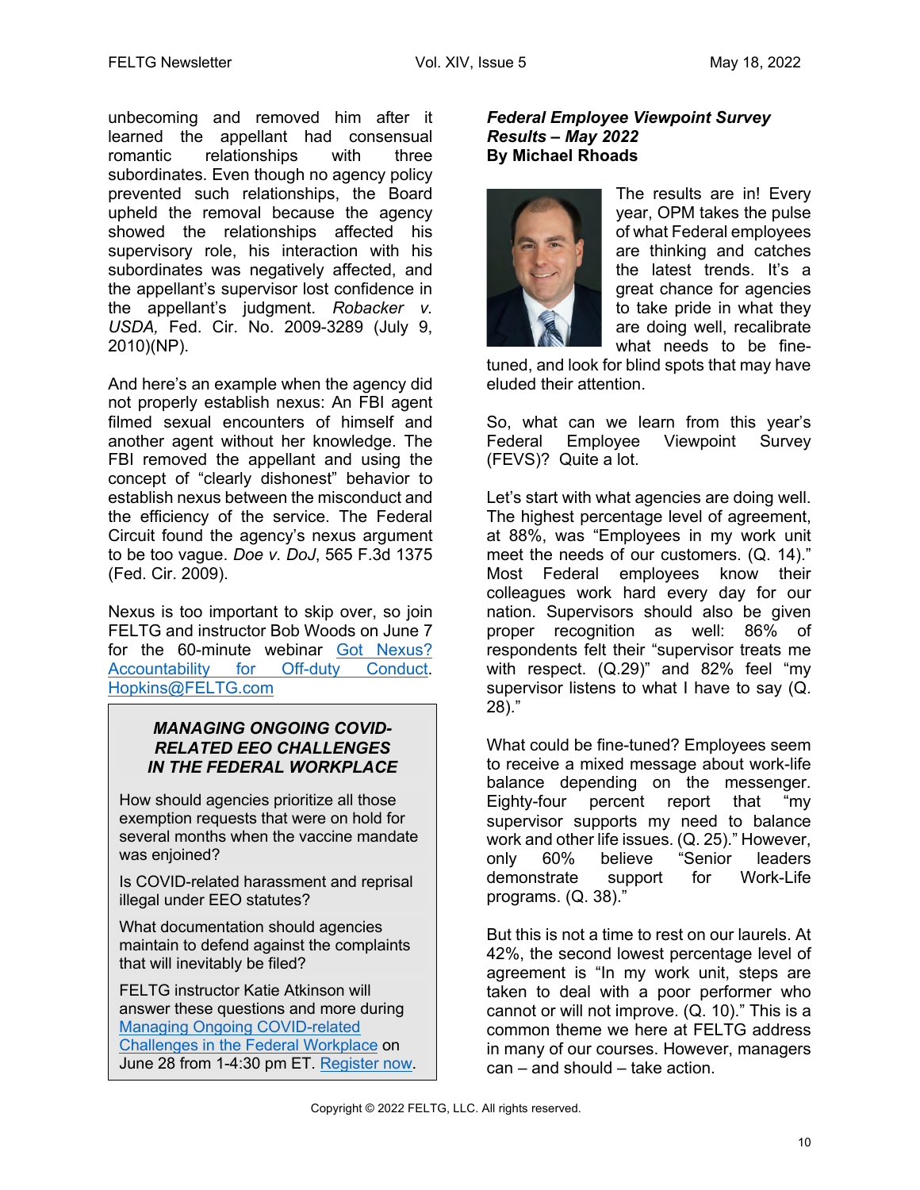unbecoming and removed him after it learned the appellant had consensual romantic relationships with three subordinates. Even though no agency policy prevented such relationships, the Board upheld the removal because the agency showed the relationships affected his supervisory role, his interaction with his subordinates was negatively affected, and the appellant's supervisor lost confidence in the appellant's judgment. *Robacker v. USDA,* Fed. Cir. No. 2009-3289 (July 9, 2010)(NP).

And here's an example when the agency did not properly establish nexus: An FBI agent filmed sexual encounters of himself and another agent without her knowledge. The FBI removed the appellant and using the concept of "clearly dishonest" behavior to establish nexus between the misconduct and the efficiency of the service. The Federal Circuit found the agency's nexus argument to be too vague. *Doe v. DoJ*, 565 F.3d 1375 (Fed. Cir. 2009).

Nexus is too important to skip over, so join FELTG and instructor Bob Woods on June 7 for the 60-minute webinar Got Nexus? Accountability for Off-duty Conduct. Hopkins@FELTG.com

---

***MANAGING ONGOING COVID-RELATED EEO CHALLENGES IN THE FEDERAL WORKPLACE***

How should agencies prioritize all those exemption requests that were on hold for several months when the vaccine mandate was enjoined?

Is COVID-related harassment and reprisal illegal under EEO statutes?

What documentation should agencies maintain to defend against the complaints that will inevitably be filed?

FELTG instructor Katie Atkinson will answer these questions and more during Managing Ongoing COVID-related Challenges in the Federal Workplace on June 28 from 1-4:30 pm ET. Register now.

---

## ***Federal Employee Viewpoint Survey Results – May 2022***
**By Michael Rhoads**

The results are in! Every year, OPM takes the pulse of what Federal employees are thinking and catches the latest trends. It's a great chance for agencies to take pride in what they are doing well, recalibrate what needs to be fine-tuned, and look for blind spots that may have eluded their attention.

So, what can we learn from this year's Federal Employee Viewpoint Survey (FEVS)? Quite a lot.

Let's start with what agencies are doing well. The highest percentage level of agreement, at 88%, was "Employees in my work unit meet the needs of our customers. (Q. 14)." Most Federal employees know their colleagues work hard every day for our nation. Supervisors should also be given proper recognition as well: 86% of respondents felt their "supervisor treats me with respect. (Q.29)" and 82% feel "my supervisor listens to what I have to say (Q. 28)."

What could be fine-tuned? Employees seem to receive a mixed message about work-life balance depending on the messenger. Eighty-four percent report that "my supervisor supports my need to balance work and other life issues. (Q. 25)." However, only 60% believe "Senior leaders demonstrate support for Work-Life programs. (Q. 38)."

But this is not a time to rest on our laurels. At 42%, the second lowest percentage level of agreement is "In my work unit, steps are taken to deal with a poor performer who cannot or will not improve. (Q. 10)." This is a common theme we here at FELTG address in many of our courses. However, managers can – and should – take action.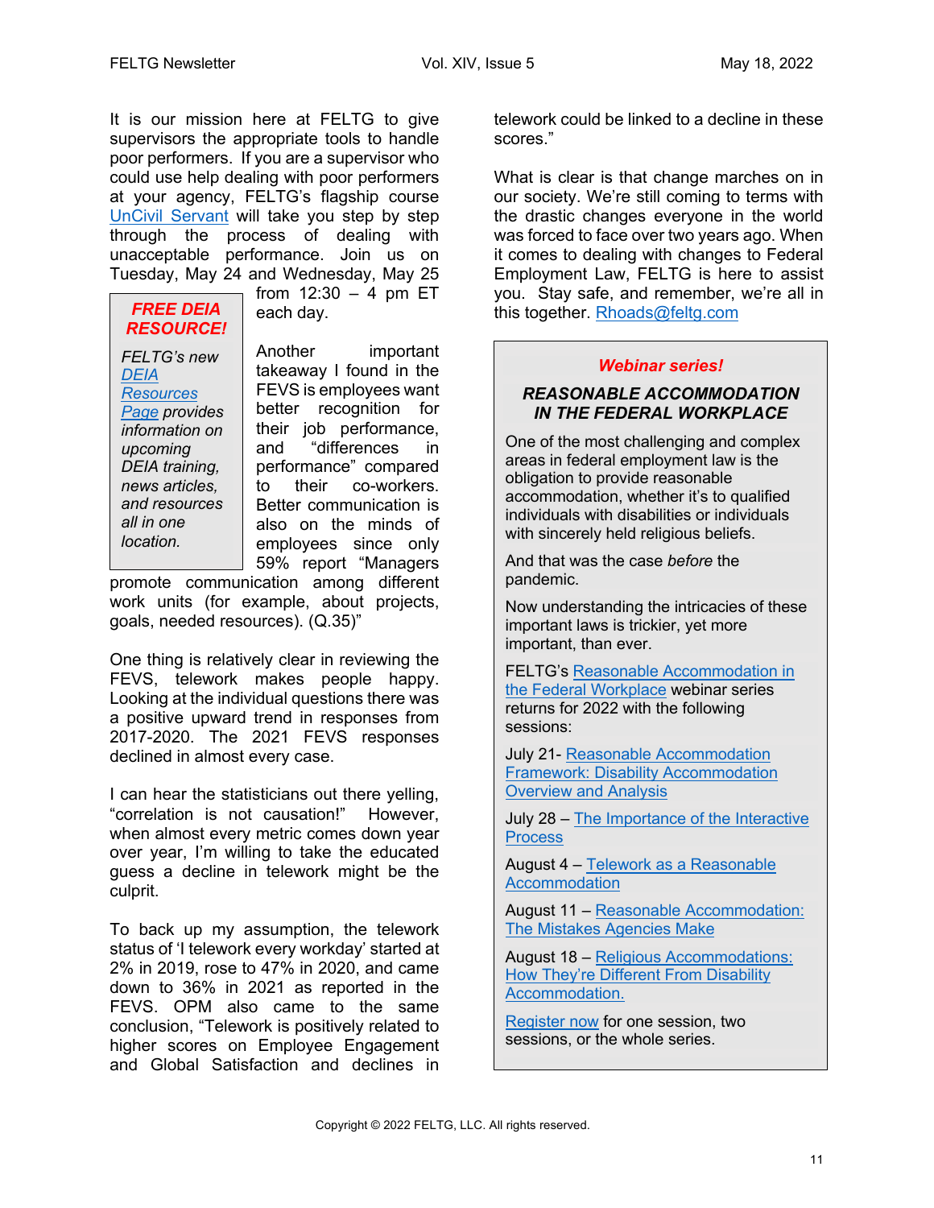It is our mission here at FELTG to give supervisors the appropriate tools to handle poor performers. If you are a supervisor who could use help dealing with poor performers at your agency, FELTG's flagship course UnCivil Servant will take you step by step through the process of dealing with unacceptable performance. Join us on Tuesday, May 24 and Wednesday, May 25 from 12:30 – 4 pm ET each day.

> ***FREE DEIA RESOURCE!***
>
> *FELTG's new DEIA Resources Page provides information on upcoming DEIA training, news articles, and resources all in one location.*

Another important takeaway I found in the FEVS is employees want better recognition for their job performance, and "differences in performance" compared to their co-workers. Better communication is also on the minds of employees since only 59% report "Managers promote communication among different work units (for example, about projects, goals, needed resources). (Q.35)"

One thing is relatively clear in reviewing the FEVS, telework makes people happy. Looking at the individual questions there was a positive upward trend in responses from 2017-2020. The 2021 FEVS responses declined in almost every case.

I can hear the statisticians out there yelling, "correlation is not causation!" However, when almost every metric comes down year over year, I'm willing to take the educated guess a decline in telework might be the culprit.

To back up my assumption, the telework status of 'I telework every workday' started at 2% in 2019, rose to 47% in 2020, and came down to 36% in 2021 as reported in the FEVS. OPM also came to the same conclusion, "Telework is positively related to higher scores on Employee Engagement and Global Satisfaction and declines in telework could be linked to a decline in these scores."

What is clear is that change marches on in our society. We're still coming to terms with the drastic changes everyone in the world was forced to face over two years ago. When it comes to dealing with changes to Federal Employment Law, FELTG is here to assist you. Stay safe, and remember, we're all in this together. Rhoads@feltg.com

> ***Webinar series!***
>
> ***REASONABLE ACCOMMODATION IN THE FEDERAL WORKPLACE***
>
> One of the most challenging and complex areas in federal employment law is the obligation to provide reasonable accommodation, whether it's to qualified individuals with disabilities or individuals with sincerely held religious beliefs.
>
> And that was the case *before* the pandemic.
>
> Now understanding the intricacies of these important laws is trickier, yet more important, than ever.
>
> FELTG's Reasonable Accommodation in the Federal Workplace webinar series returns for 2022 with the following sessions:
>
> July 21- Reasonable Accommodation Framework: Disability Accommodation Overview and Analysis
>
> July 28 – The Importance of the Interactive Process
>
> August 4 – Telework as a Reasonable Accommodation
>
> August 11 – Reasonable Accommodation: The Mistakes Agencies Make
>
> August 18 – Religious Accommodations: How They're Different From Disability Accommodation.
>
> Register now for one session, two sessions, or the whole series.

Copyright © 2022 FELTG, LLC. All rights reserved.